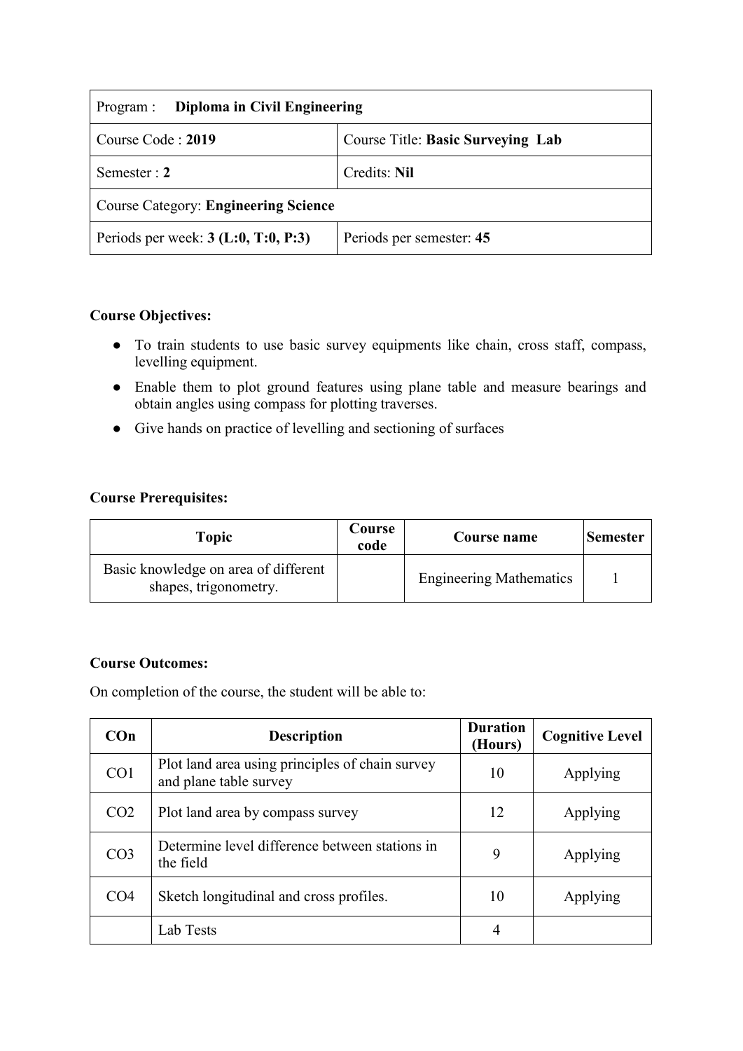| Program : **Diploma in Civil Engineering** | |
|---|---|
| Course Code : **2019** | Course Title: **Basic Surveying Lab** |
| Semester : **2** | Credits: **Nil** |
| Course Category: **Engineering Science** | |
| Periods per week: **3 (L:0, T:0, P:3)** | Periods per semester: **45** |

**Course Objectives:**

- To train students to use basic survey equipments like chain, cross staff, compass, levelling equipment.
- Enable them to plot ground features using plane table and measure bearings and obtain angles using compass for plotting traverses.
- Give hands on practice of levelling and sectioning of surfaces

**Course Prerequisites:**

| Topic | Course code | Course name | Semester |
|---|---|---|---|
| Basic knowledge on area of different shapes, trigonometry. | | Engineering Mathematics | 1 |

**Course Outcomes:**

On completion of the course, the student will be able to:

| COn | Description | Duration (Hours) | Cognitive Level |
|---|---|---|---|
| CO1 | Plot land area using principles of chain survey and plane table survey | 10 | Applying |
| CO2 | Plot land area by compass survey | 12 | Applying |
| CO3 | Determine level difference between stations in the field | 9 | Applying |
| CO4 | Sketch longitudinal and cross profiles. | 10 | Applying |
| | Lab Tests | 4 | |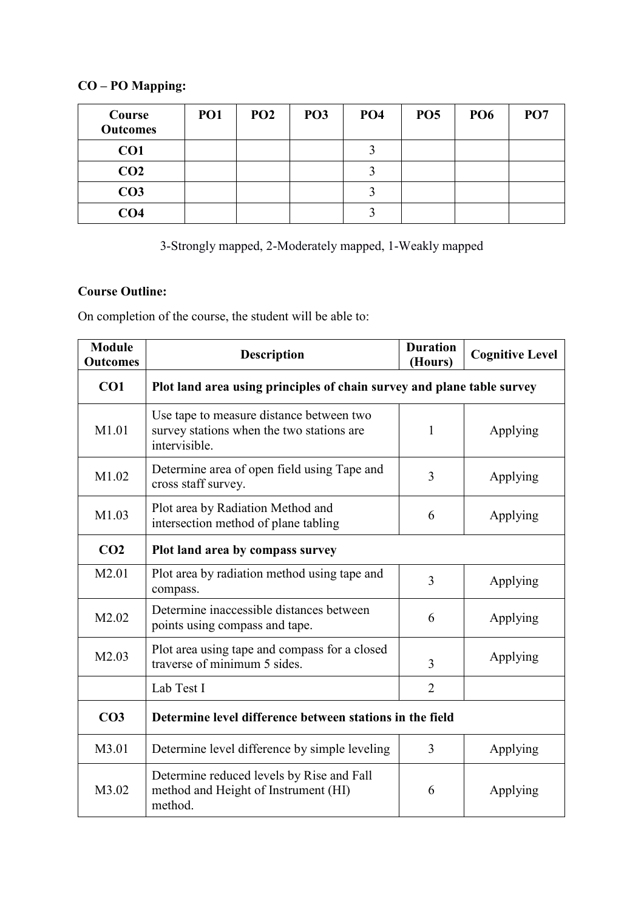**CO – PO Mapping:**

| Course Outcomes | PO1 | PO2 | PO3 | PO4 | PO5 | PO6 | PO7 |
|---|---|---|---|---|---|---|---|
| **CO1** | | | | 3 | | | |
| **CO2** | | | | 3 | | | |
| **CO3** | | | | 3 | | | |
| **CO4** | | | | 3 | | | |

3-Strongly mapped, 2-Moderately mapped, 1-Weakly mapped

**Course Outline:**

On completion of the course, the student will be able to:

| Module Outcomes | Description | Duration (Hours) | Cognitive Level |
|---|---|---|---|
| **CO1** | **Plot land area using principles of chain survey and plane table survey** | | |
| M1.01 | Use tape to measure distance between two survey stations when the two stations are intervisible. | 1 | Applying |
| M1.02 | Determine area of open field using Tape and cross staff survey. | 3 | Applying |
| M1.03 | Plot area by Radiation Method and intersection method of plane tabling | 6 | Applying |
| **CO2** | **Plot land area by compass survey** | | |
| M2.01 | Plot area by radiation method using tape and compass. | 3 | Applying |
| M2.02 | Determine inaccessible distances between points using compass and tape. | 6 | Applying |
| M2.03 | Plot area using tape and compass for a closed traverse of minimum 5 sides. | 3 | Applying |
| | Lab Test I | 2 | |
| **CO3** | **Determine level difference between stations in the field** | | |
| M3.01 | Determine level difference by simple leveling | 3 | Applying |
| M3.02 | Determine reduced levels by Rise and Fall method and Height of Instrument (HI) method. | 6 | Applying |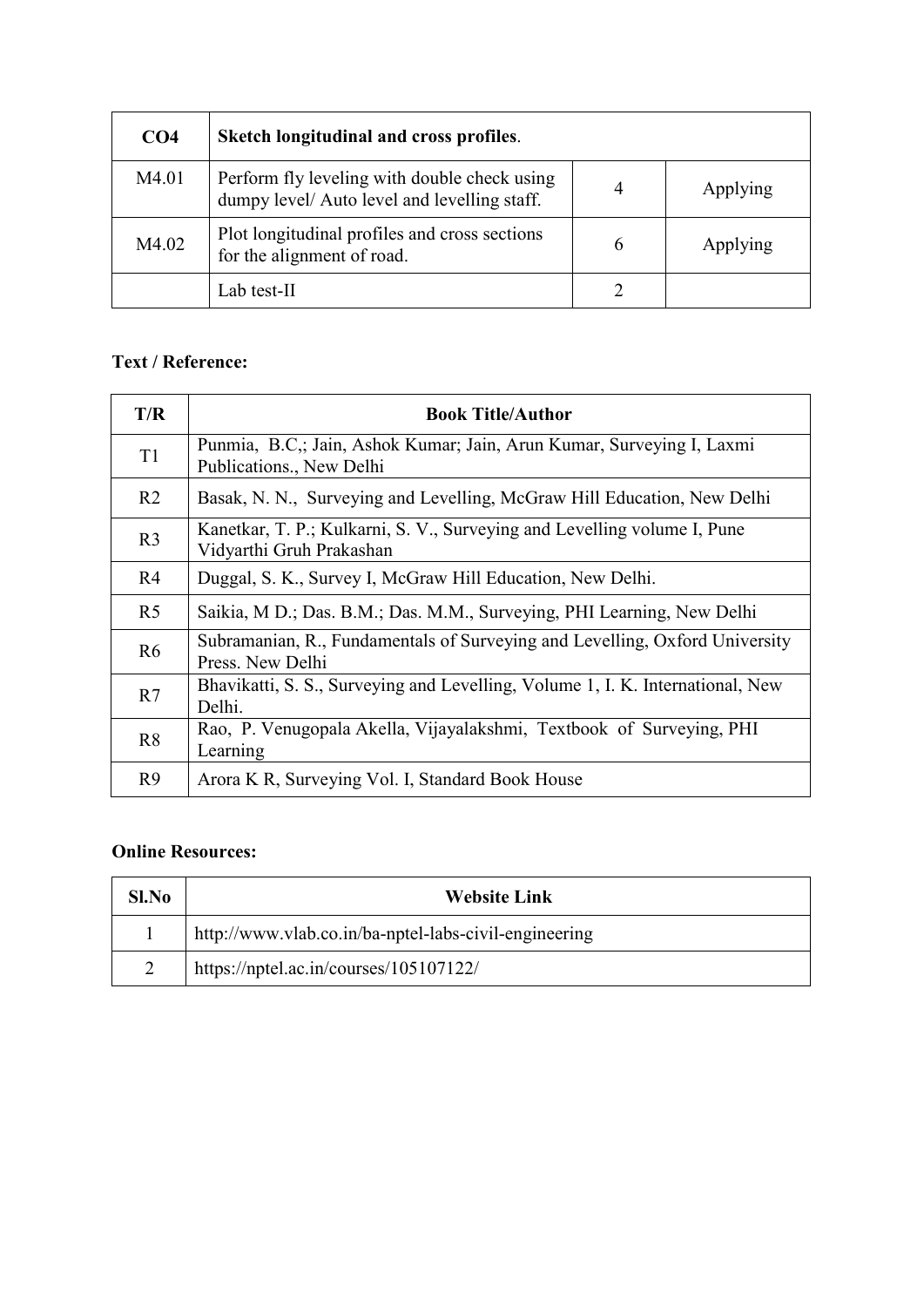| CO4 | **Sketch longitudinal and cross profiles**. | | |
|---|---|---|---|
| M4.01 | Perform fly leveling with double check using dumpy level/ Auto level and levelling staff. | 4 | Applying |
| M4.02 | Plot longitudinal profiles and cross sections for the alignment of road. | 6 | Applying |
| | Lab test-II | 2 | |

**Text / Reference:**

| T/R | Book Title/Author |
|---|---|
| T1 | Punmia, B.C,; Jain, Ashok Kumar; Jain, Arun Kumar, Surveying I, Laxmi Publications., New Delhi |
| R2 | Basak, N. N., Surveying and Levelling, McGraw Hill Education, New Delhi |
| R3 | Kanetkar, T. P.; Kulkarni, S. V., Surveying and Levelling volume I, Pune Vidyarthi Gruh Prakashan |
| R4 | Duggal, S. K., Survey I, McGraw Hill Education, New Delhi. |
| R5 | Saikia, M D.; Das. B.M.; Das. M.M., Surveying, PHI Learning, New Delhi |
| R6 | Subramanian, R., Fundamentals of Surveying and Levelling, Oxford University Press. New Delhi |
| R7 | Bhavikatti, S. S., Surveying and Levelling, Volume 1, I. K. International, New Delhi. |
| R8 | Rao, P. Venugopala Akella, Vijayalakshmi, Textbook of Surveying, PHI Learning |
| R9 | Arora K R, Surveying Vol. I, Standard Book House |

**Online Resources:**

| Sl.No | Website Link |
|---|---|
| 1 | http://www.vlab.co.in/ba-nptel-labs-civil-engineering |
| 2 | https://nptel.ac.in/courses/105107122/ |